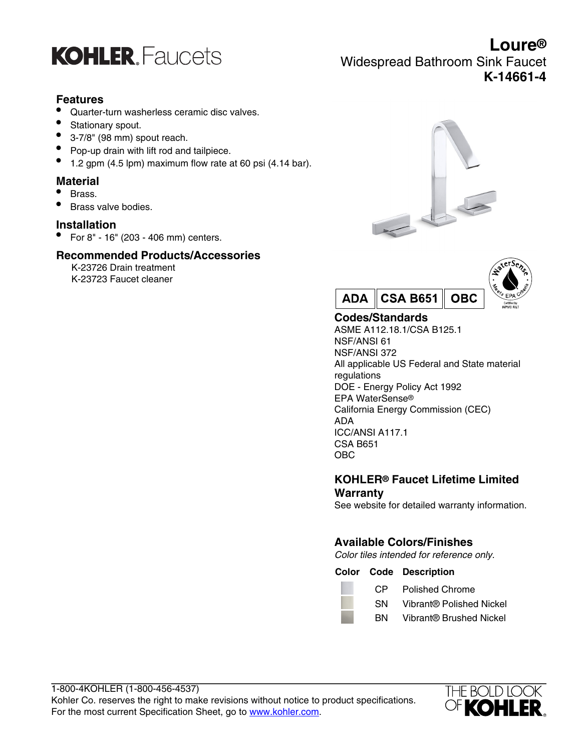# KOHLER. Faucets

## Loure®

Widespread Bathroom Sink Faucet

**K-14661-4**

### Features

- Quarter-turn washerless ceramic disc valves.
- Stationary spout.
- 3-7/8" (98 mm) spout reach.
- Pop-up drain with lift rod and tailpiece.
- 1.2 gpm (4.5 lpm) maximum flow rate at 60 psi (4.14 bar).

### Material

- Brass.
- Brass valve bodies.

### Installation

- For 8" - 16" (203 - 406 mm) centers.

### Recommended Products/Accessories

K-23726 Drain treatment
K-23723 Faucet cleaner

ADA | CSA B651 | OBC

### Codes/Standards

ASME A112.18.1/CSA B125.1
NSF/ANSI 61
NSF/ANSI 372
All applicable US Federal and State material regulations
DOE - Energy Policy Act 1992
EPA WaterSense®
California Energy Commission (CEC)
ADA
ICC/ANSI A117.1
CSA B651
OBC

### KOHLER® Faucet Lifetime Limited Warranty

See website for detailed warranty information.

### Available Colors/Finishes

*Color tiles intended for reference only.*

| Color | Code | Description |
|---|---|---|
| | CP | Polished Chrome |
| | SN | Vibrant® Polished Nickel |
| | BN | Vibrant® Brushed Nickel |

1-800-4KOHLER (1-800-456-4537)
Kohler Co. reserves the right to make revisions without notice to product specifications.
For the most current Specification Sheet, go to www.kohler.com.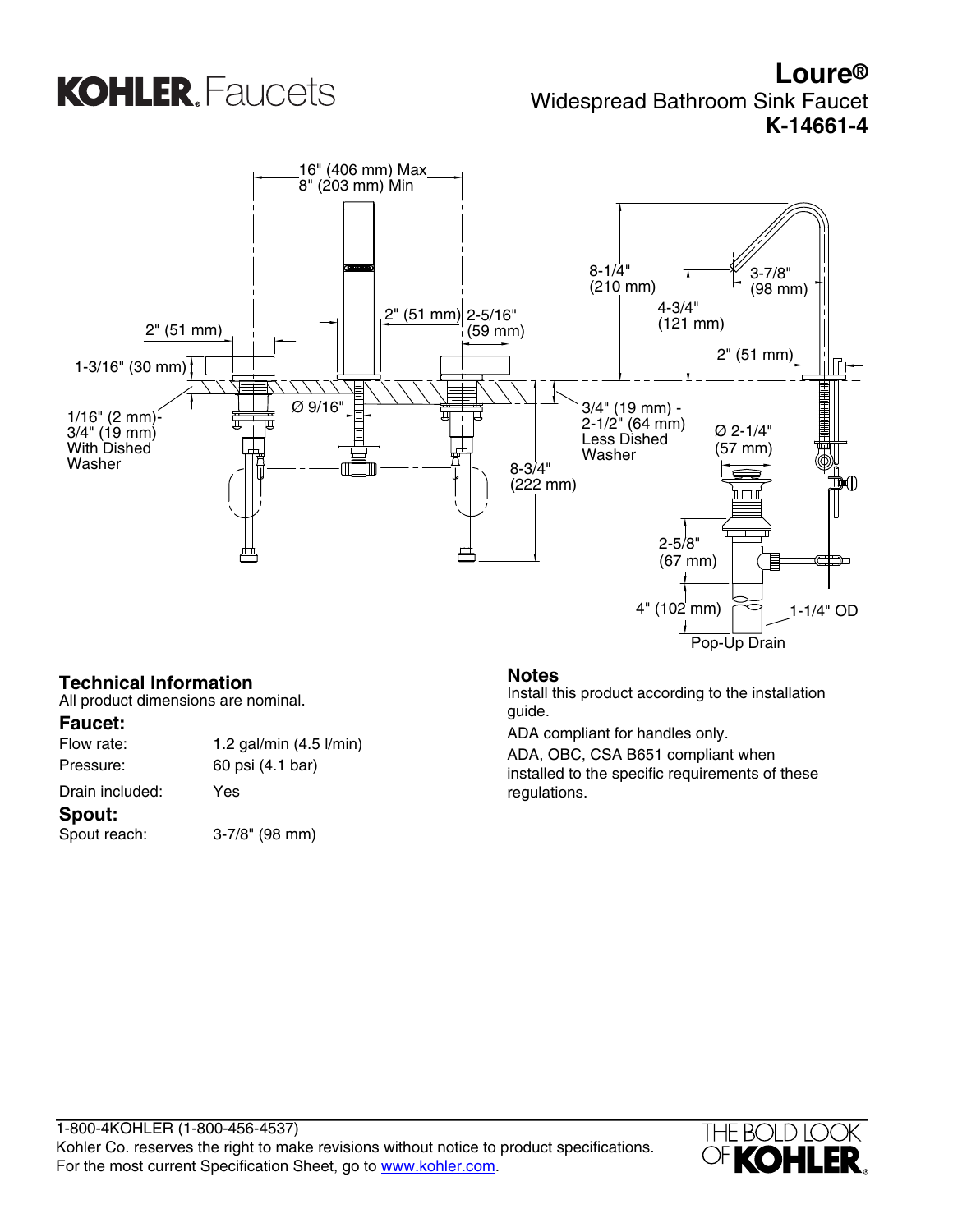# KOHLER. Faucets

## Loure®

Widespread Bathroom Sink Faucet

**K-14661-4**

16" (406 mm) Max
8" (203 mm) Min

2" (51 mm)

2" (51 mm)

2-5/16" (59 mm)

1-3/16" (30 mm)

Ø 9/16"

1/16" (2 mm)-
3/4" (19 mm)
With Dished
Washer

8-3/4" (222 mm)

3/4" (19 mm) -
2-1/2" (64 mm)
Less Dished
Washer

8-1/4" (210 mm)

4-3/4" (121 mm)

3-7/8" (98 mm)

2" (51 mm)

Ø 2-1/4" (57 mm)

2-5/8" (67 mm)

4" (102 mm)

1-1/4" OD

Pop-Up Drain

## Technical Information

All product dimensions are nominal.

### Faucet:

| | |
|---|---|
| Flow rate: | 1.2 gal/min (4.5 l/min) |
| Pressure: | 60 psi (4.1 bar) |
| Drain included: | Yes |

### Spout:

| | |
|---|---|
| Spout reach: | 3-7/8" (98 mm) |

## Notes

Install this product according to the installation guide.

ADA compliant for handles only.

ADA, OBC, CSA B651 compliant when installed to the specific requirements of these regulations.

1-800-4KOHLER (1-800-456-4537)
Kohler Co. reserves the right to make revisions without notice to product specifications.
For the most current Specification Sheet, go to www.kohler.com.

THE BOLD LOOK OF KOHLER.